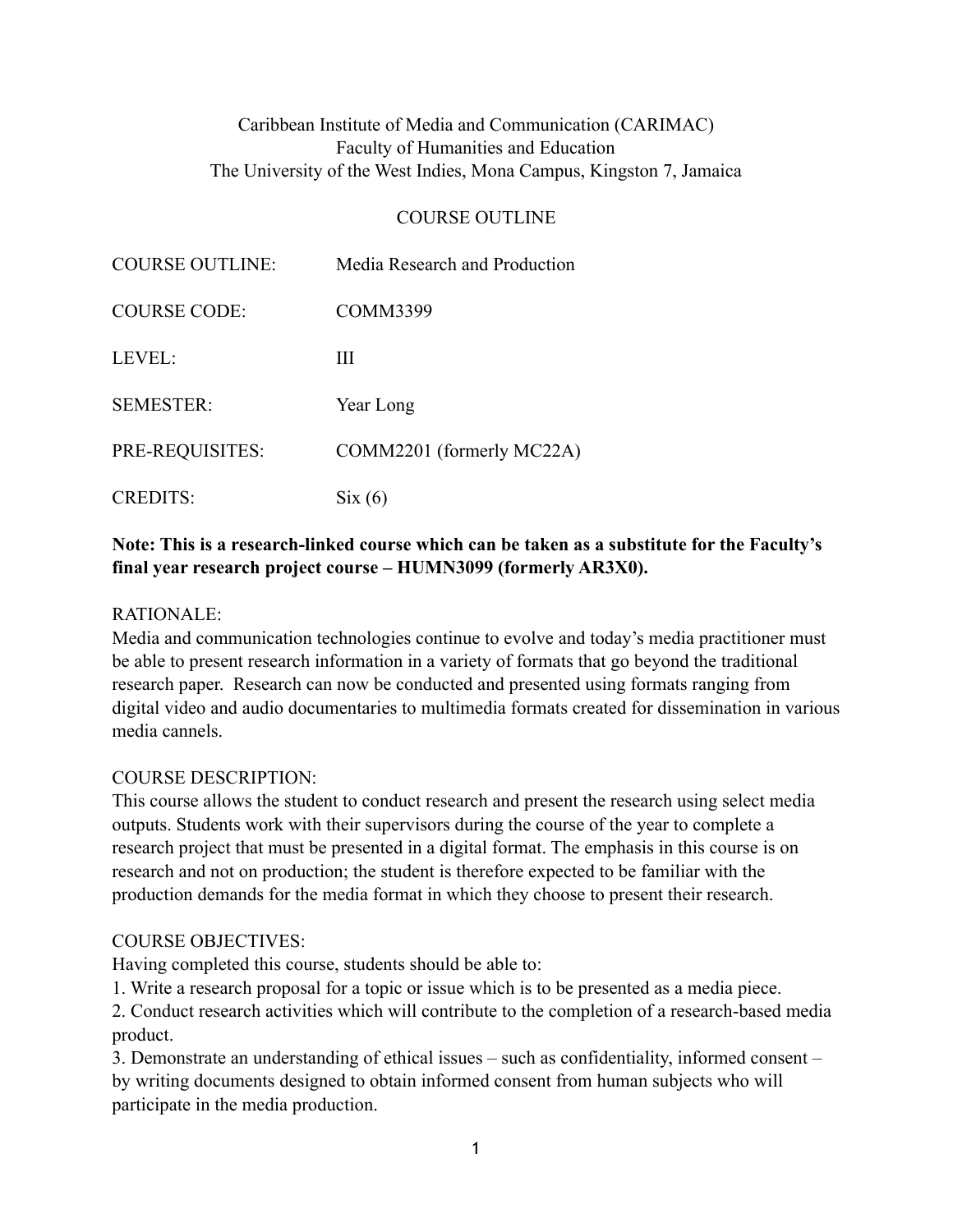Caribbean Institute of Media and Communication (CARIMAC)
Faculty of Humanities and Education
The University of the West Indies, Mona Campus, Kingston 7, Jamaica

COURSE OUTLINE

| | |
|---|---|
| COURSE OUTLINE: | Media Research and Production |
| COURSE CODE: | COMM3399 |
| LEVEL: | III |
| SEMESTER: | Year Long |
| PRE-REQUISITES: | COMM2201 (formerly MC22A) |
| CREDITS: | Six (6) |

**Note: This is a research-linked course which can be taken as a substitute for the Faculty's final year research project course – HUMN3099 (formerly AR3X0).**

RATIONALE:
Media and communication technologies continue to evolve and today's media practitioner must be able to present research information in a variety of formats that go beyond the traditional research paper. Research can now be conducted and presented using formats ranging from digital video and audio documentaries to multimedia formats created for dissemination in various media cannels.

COURSE DESCRIPTION:
This course allows the student to conduct research and present the research using select media outputs. Students work with their supervisors during the course of the year to complete a research project that must be presented in a digital format. The emphasis in this course is on research and not on production; the student is therefore expected to be familiar with the production demands for the media format in which they choose to present their research.

COURSE OBJECTIVES:
Having completed this course, students should be able to:

1. Write a research proposal for a topic or issue which is to be presented as a media piece.
2. Conduct research activities which will contribute to the completion of a research-based media product.
3. Demonstrate an understanding of ethical issues – such as confidentiality, informed consent – by writing documents designed to obtain informed consent from human subjects who will participate in the media production.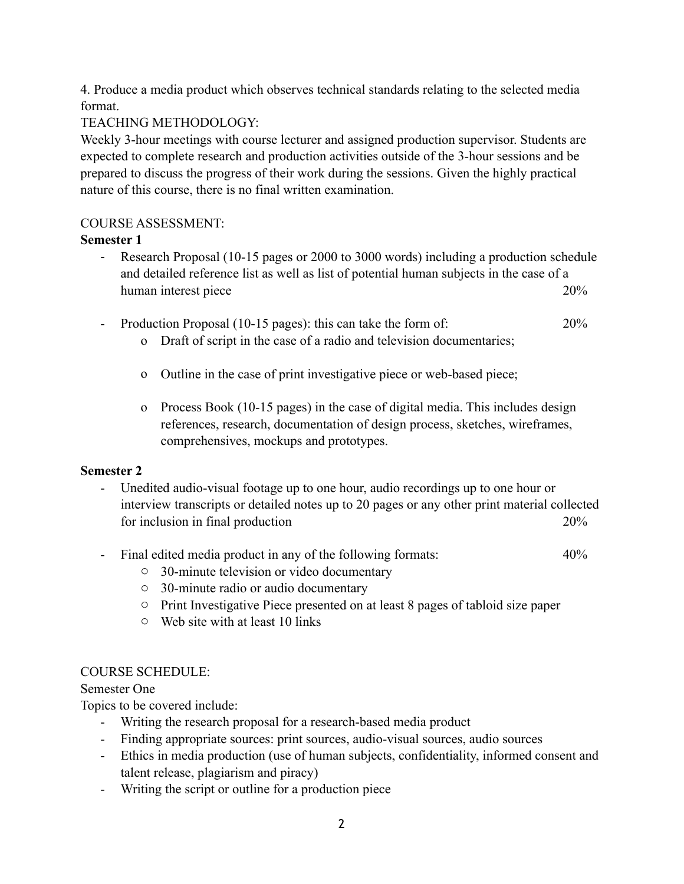4. Produce a media product which observes technical standards relating to the selected media format.

TEACHING METHODOLOGY:

Weekly 3-hour meetings with course lecturer and assigned production supervisor. Students are expected to complete research and production activities outside of the 3-hour sessions and be prepared to discuss the progress of their work during the sessions. Given the highly practical nature of this course, there is no final written examination.

COURSE ASSESSMENT:

**Semester 1**

- Research Proposal (10-15 pages or 2000 to 3000 words) including a production schedule and detailed reference list as well as list of potential human subjects in the case of a human interest piece 20%

- Production Proposal (10-15 pages): this can take the form of: 20%
    - Draft of script in the case of a radio and television documentaries;
    - Outline in the case of print investigative piece or web-based piece;
    - Process Book (10-15 pages) in the case of digital media. This includes design references, research, documentation of design process, sketches, wireframes, comprehensives, mockups and prototypes.

**Semester 2**

- Unedited audio-visual footage up to one hour, audio recordings up to one hour or interview transcripts or detailed notes up to 20 pages or any other print material collected for inclusion in final production 20%

- Final edited media product in any of the following formats: 40%
    - 30-minute television or video documentary
    - 30-minute radio or audio documentary
    - Print Investigative Piece presented on at least 8 pages of tabloid size paper
    - Web site with at least 10 links

COURSE SCHEDULE:

Semester One

Topics to be covered include:

- Writing the research proposal for a research-based media product
- Finding appropriate sources: print sources, audio-visual sources, audio sources
- Ethics in media production (use of human subjects, confidentiality, informed consent and talent release, plagiarism and piracy)
- Writing the script or outline for a production piece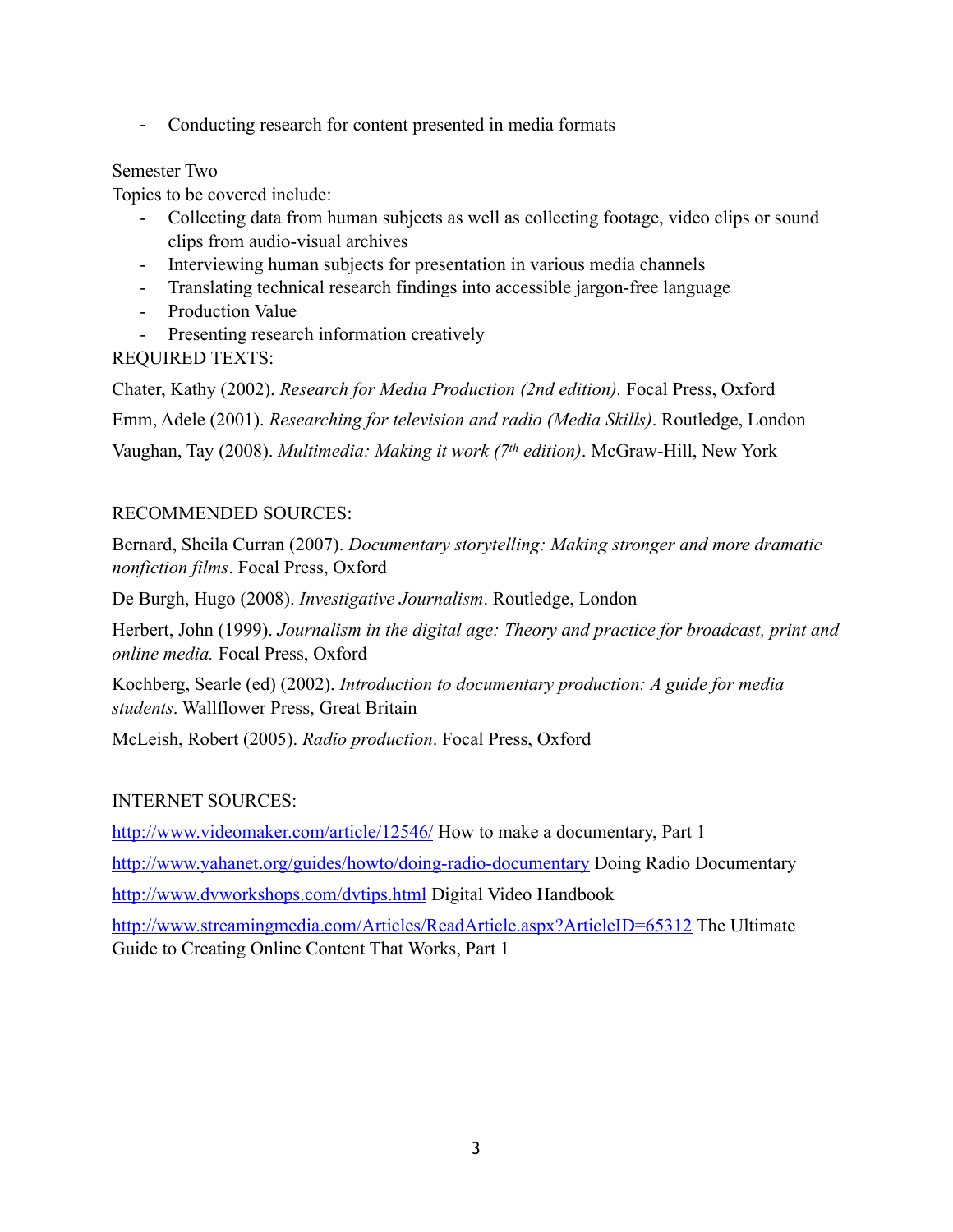- Conducting research for content presented in media formats

Semester Two

Topics to be covered include:

- Collecting data from human subjects as well as collecting footage, video clips or sound clips from audio-visual archives
- Interviewing human subjects for presentation in various media channels
- Translating technical research findings into accessible jargon-free language
- Production Value
- Presenting research information creatively

REQUIRED TEXTS:

Chater, Kathy (2002). *Research for Media Production (2nd edition).* Focal Press, Oxford

Emm, Adele (2001). *Researching for television and radio (Media Skills)*. Routledge, London

Vaughan, Tay (2008). *Multimedia: Making it work (7th edition)*. McGraw-Hill, New York

RECOMMENDED SOURCES:

Bernard, Sheila Curran (2007). *Documentary storytelling: Making stronger and more dramatic nonfiction films*. Focal Press, Oxford

De Burgh, Hugo (2008). *Investigative Journalism*. Routledge, London

Herbert, John (1999). *Journalism in the digital age: Theory and practice for broadcast, print and online media.* Focal Press, Oxford

Kochberg, Searle (ed) (2002). *Introduction to documentary production: A guide for media students*. Wallflower Press, Great Britain

McLeish, Robert (2005). *Radio production*. Focal Press, Oxford

INTERNET SOURCES:

[http://www.videomaker.com/article/12546/](http://www.videomaker.com/article/12546/) How to make a documentary, Part 1

[http://www.yahanet.org/guides/howto/doing-radio-documentary](http://www.yahanet.org/guides/howto/doing-radio-documentary) Doing Radio Documentary

[http://www.dvworkshops.com/dvtips.html](http://www.dvworkshops.com/dvtips.html) Digital Video Handbook

[http://www.streamingmedia.com/Articles/ReadArticle.aspx?ArticleID=65312](http://www.streamingmedia.com/Articles/ReadArticle.aspx?ArticleID=65312) The Ultimate Guide to Creating Online Content That Works, Part 1